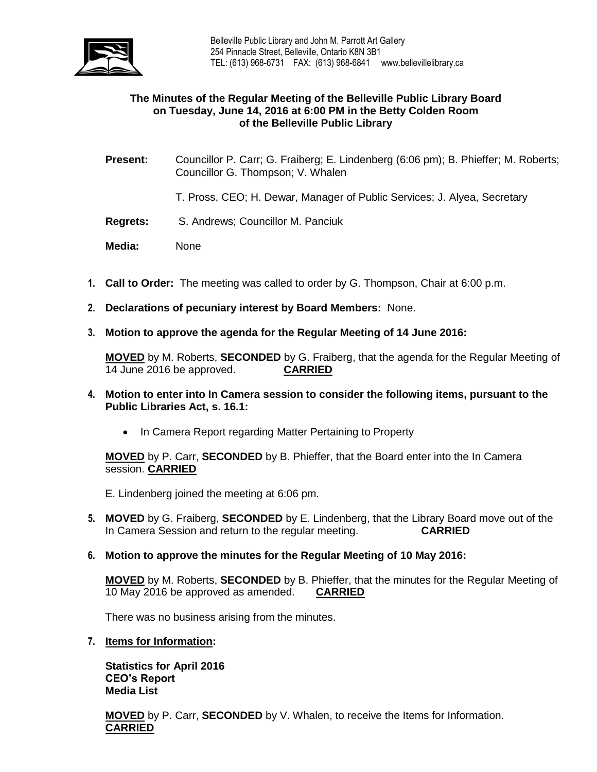Belleville Public Library and John M. Parrott Art Gallery
254 Pinnacle Street, Belleville, Ontario K8N 3B1
TEL: (613) 968-6731 FAX: (613) 968-6841 www.bellevillelibrary.ca

## The Minutes of the Regular Meeting of the Belleville Public Library Board on Tuesday, June 14, 2016 at 6:00 PM in the Betty Colden Room of the Belleville Public Library

**Present:** Councillor P. Carr; G. Fraiberg; E. Lindenberg (6:06 pm); B. Phieffer; M. Roberts; Councillor G. Thompson; V. Whalen

T. Pross, CEO; H. Dewar, Manager of Public Services; J. Alyea, Secretary

**Regrets:** S. Andrews; Councillor M. Panciuk

**Media:** None

1. **Call to Order:** The meeting was called to order by G. Thompson, Chair at 6:00 p.m.

2. **Declarations of pecuniary interest by Board Members:** None.

3. **Motion to approve the agenda for the Regular Meeting of 14 June 2016:**

   **MOVED** by M. Roberts, **SECONDED** by G. Fraiberg, that the agenda for the Regular Meeting of 14 June 2016 be approved. **CARRIED**

4. **Motion to enter into In Camera session to consider the following items, pursuant to the Public Libraries Act, s. 16.1:**

   - In Camera Report regarding Matter Pertaining to Property

   **MOVED** by P. Carr, **SECONDED** by B. Phieffer, that the Board enter into the In Camera session. **CARRIED**

   E. Lindenberg joined the meeting at 6:06 pm.

5. **MOVED** by G. Fraiberg, **SECONDED** by E. Lindenberg, that the Library Board move out of the In Camera Session and return to the regular meeting. **CARRIED**

6. **Motion to approve the minutes for the Regular Meeting of 10 May 2016:**

   **MOVED** by M. Roberts, **SECONDED** by B. Phieffer, that the minutes for the Regular Meeting of 10 May 2016 be approved as amended. **CARRIED**

   There was no business arising from the minutes.

7. **Items for Information:**

   **Statistics for April 2016**
   **CEO's Report**
   **Media List**

   **MOVED** by P. Carr, **SECONDED** by V. Whalen, to receive the Items for Information. **CARRIED**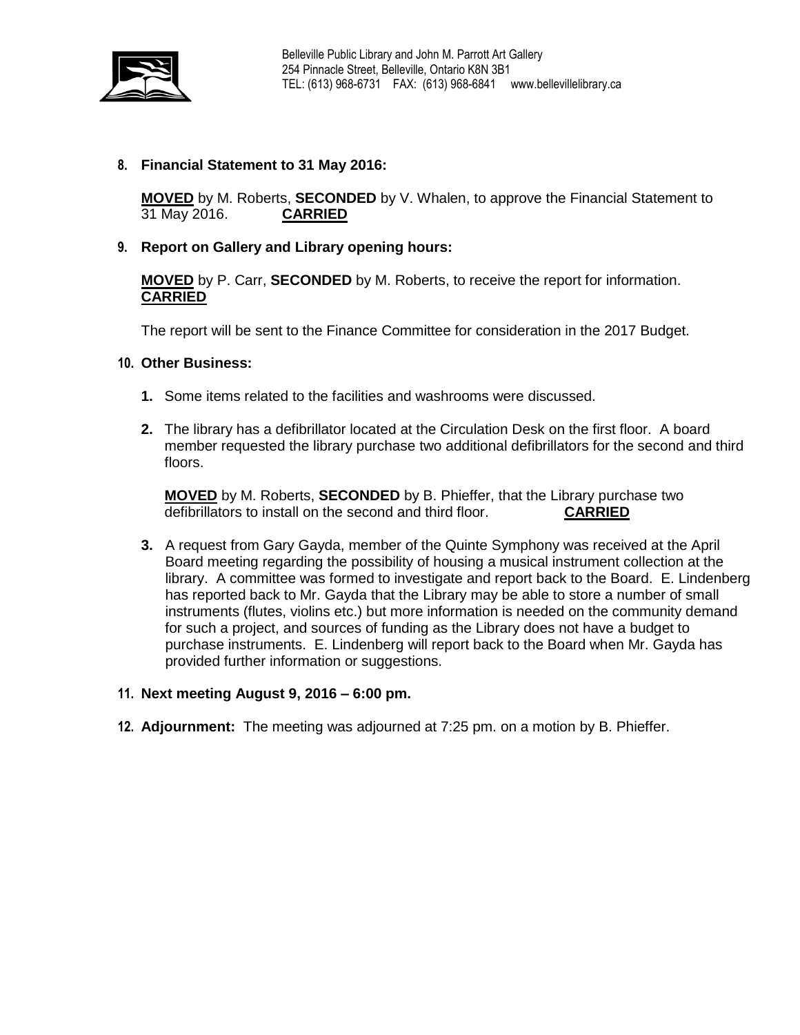Belleville Public Library and John M. Parrott Art Gallery
254 Pinnacle Street, Belleville, Ontario K8N 3B1
TEL: (613) 968-6731 FAX: (613) 968-6841 www.bellevillelibrary.ca

**8. Financial Statement to 31 May 2016:**

**MOVED** by M. Roberts, **SECONDED** by V. Whalen, to approve the Financial Statement to 31 May 2016. **CARRIED**

**9. Report on Gallery and Library opening hours:**

**MOVED** by P. Carr, **SECONDED** by M. Roberts, to receive the report for information. **CARRIED**

The report will be sent to the Finance Committee for consideration in the 2017 Budget.

**10. Other Business:**

1. Some items related to the facilities and washrooms were discussed.

2. The library has a defibrillator located at the Circulation Desk on the first floor. A board member requested the library purchase two additional defibrillators for the second and third floors.

   **MOVED** by M. Roberts, **SECONDED** by B. Phieffer, that the Library purchase two defibrillators to install on the second and third floor. **CARRIED**

3. A request from Gary Gayda, member of the Quinte Symphony was received at the April Board meeting regarding the possibility of housing a musical instrument collection at the library. A committee was formed to investigate and report back to the Board. E. Lindenberg has reported back to Mr. Gayda that the Library may be able to store a number of small instruments (flutes, violins etc.) but more information is needed on the community demand for such a project, and sources of funding as the Library does not have a budget to purchase instruments. E. Lindenberg will report back to the Board when Mr. Gayda has provided further information or suggestions.

**11. Next meeting August 9, 2016 – 6:00 pm.**

**12. Adjournment:** The meeting was adjourned at 7:25 pm. on a motion by B. Phieffer.